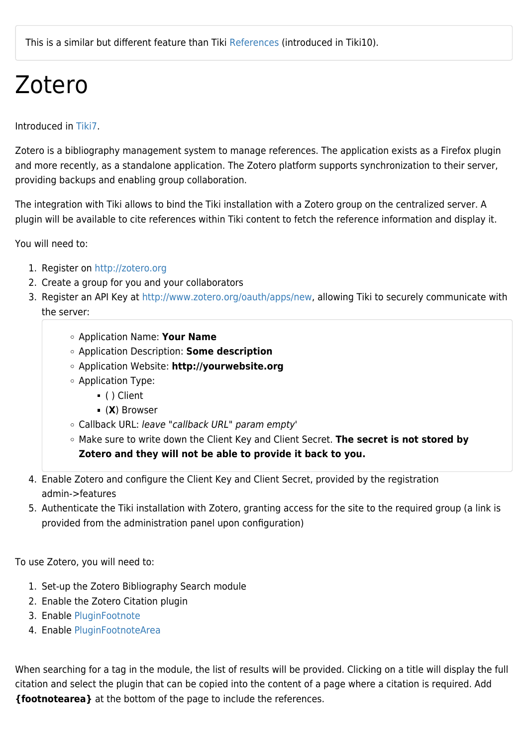> This is a similar but different feature than Tiki References (introduced in Tiki10).

# Zotero

Introduced in Tiki7.

Zotero is a bibliography management system to manage references. The application exists as a Firefox plugin and more recently, as a standalone application. The Zotero platform supports synchronization to their server, providing backups and enabling group collaboration.

The integration with Tiki allows to bind the Tiki installation with a Zotero group on the centralized server. A plugin will be available to cite references within Tiki content to fetch the reference information and display it.

You will need to:

1. Register on http://zotero.org
2. Create a group for you and your collaborators
3. Register an API Key at http://www.zotero.org/oauth/apps/new, allowing Tiki to securely communicate with the server:
    - Application Name: **Your Name**
    - Application Description: **Some description**
    - Application Website: **http://yourwebsite.org**
    - Application Type:
        - ( ) Client
        - (**X**) Browser
    - Callback URL: *leave "callback URL" param empty*'
    - Make sure to write down the Client Key and Client Secret. **The secret is not stored by Zotero and they will not be able to provide it back to you.**
4. Enable Zotero and configure the Client Key and Client Secret, provided by the registration admin->features
5. Authenticate the Tiki installation with Zotero, granting access for the site to the required group (a link is provided from the administration panel upon configuration)

To use Zotero, you will need to:

1. Set-up the Zotero Bibliography Search module
2. Enable the Zotero Citation plugin
3. Enable PluginFootnote
4. Enable PluginFootnoteArea

When searching for a tag in the module, the list of results will be provided. Clicking on a title will display the full citation and select the plugin that can be copied into the content of a page where a citation is required. Add **{footnotearea}** at the bottom of the page to include the references.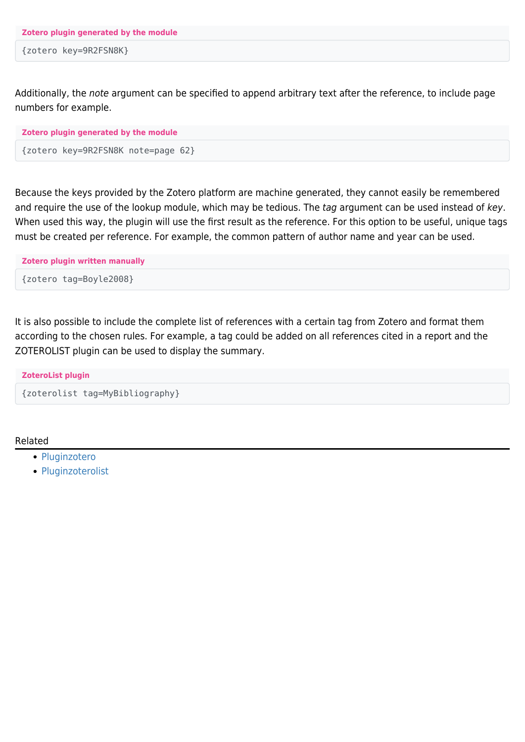**Zotero plugin generated by the module**

```
{zotero key=9R2FSN8K}
```

Additionally, the *note* argument can be specified to append arbitrary text after the reference, to include page numbers for example.

**Zotero plugin generated by the module**

```
{zotero key=9R2FSN8K note=page 62}
```

Because the keys provided by the Zotero platform are machine generated, they cannot easily be remembered and require the use of the lookup module, which may be tedious. The *tag* argument can be used instead of *key*. When used this way, the plugin will use the first result as the reference. For this option to be useful, unique tags must be created per reference. For example, the common pattern of author name and year can be used.

**Zotero plugin written manually**

```
{zotero tag=Boyle2008}
```

It is also possible to include the complete list of references with a certain tag from Zotero and format them according to the chosen rules. For example, a tag could be added on all references cited in a report and the ZOTEROLIST plugin can be used to display the summary.

**ZoteroList plugin**

```
{zoterolist tag=MyBibliography}
```

## Related

- Pluginzotero
- Pluginzoterolist